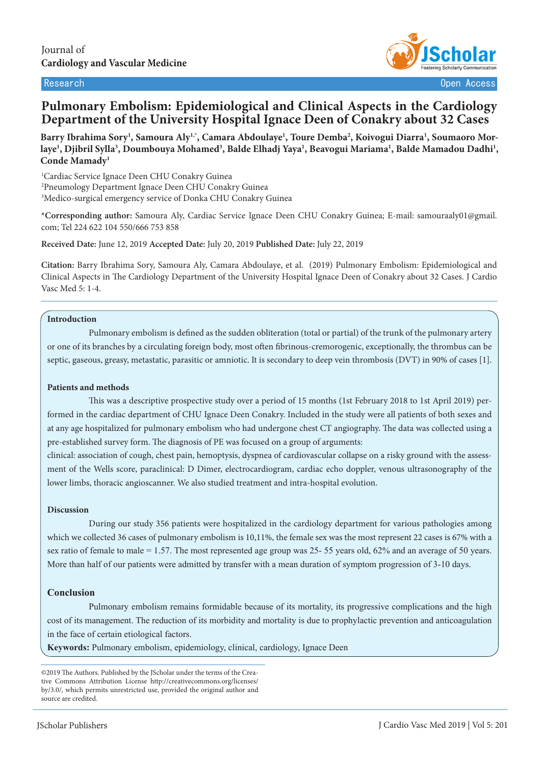Journal of
**Cardiology and Vascular Medicine**

Research | Open Access

# Pulmonary Embolism: Epidemiological and Clinical Aspects in the Cardiology Department of the University Hospital Ignace Deen of Conakry about 32 Cases

**Barry Ibrahima Sory[1], Samoura Aly[1,*], Camara Abdoulaye[1], Toure Demba[2], Koivogui Diarra[1], Soumaoro Morlaye[1], Djibril Sylla[3], Doumbouya Mohamed[3], Balde Elhadj Yaya[1], Beavogui Mariama[1], Balde Mamadou Dadhi[1], Conde Mamady[1]**

[1]Cardiac Service Ignace Deen CHU Conakry Guinea
[2]Pneumology Department Ignace Deen CHU Conakry Guinea
[3]Medico-surgical emergency service of Donka CHU Conakry Guinea

***Corresponding author:** Samoura Aly, Cardiac Service Ignace Deen CHU Conakry Guinea; E-mail: samouraaly01@gmail.com; Tel 224 622 104 550/666 753 858

**Received Date:** June 12, 2019 **Accepted Date:** July 20, 2019 **Published Date:** July 22, 2019

**Citation:** Barry Ibrahima Sory, Samoura Aly, Camara Abdoulaye, et al. (2019) Pulmonary Embolism: Epidemiological and Clinical Aspects in The Cardiology Department of the University Hospital Ignace Deen of Conakry about 32 Cases. J Cardio Vasc Med 5: 1-4.

## Introduction

Pulmonary embolism is defined as the sudden obliteration (total or partial) of the trunk of the pulmonary artery or one of its branches by a circulating foreign body, most often fibrinous-cremorogenic, exceptionally, the thrombus can be septic, gaseous, greasy, metastatic, parasitic or amniotic. It is secondary to deep vein thrombosis (DVT) in 90% of cases [1].

## Patients and methods

This was a descriptive prospective study over a period of 15 months (1st February 2018 to 1st April 2019) performed in the cardiac department of CHU Ignace Deen Conakry. Included in the study were all patients of both sexes and at any age hospitalized for pulmonary embolism who had undergone chest CT angiography. The data was collected using a pre-established survey form. The diagnosis of PE was focused on a group of arguments:
clinical: association of cough, chest pain, hemoptysis, dyspnea of cardiovascular collapse on a risky ground with the assessment of the Wells score, paraclinical: D Dimer, electrocardiogram, cardiac echo doppler, venous ultrasonography of the lower limbs, thoracic angioscanner. We also studied treatment and intra-hospital evolution.

## Discussion

During our study 356 patients were hospitalized in the cardiology department for various pathologies among which we collected 36 cases of pulmonary embolism is 10,11%, the female sex was the most represent 22 cases is 67% with a sex ratio of female to male = 1.57. The most represented age group was 25- 55 years old, 62% and an average of 50 years. More than half of our patients were admitted by transfer with a mean duration of symptom progression of 3-10 days.

## Conclusion

Pulmonary embolism remains formidable because of its mortality, its progressive complications and the high cost of its management. The reduction of its morbidity and mortality is due to prophylactic prevention and anticoagulation in the face of certain etiological factors.

**Keywords:** Pulmonary embolism, epidemiology, clinical, cardiology, Ignace Deen

©2019 The Authors. Published by the JScholar under the terms of the Creative Commons Attribution License http://creativecommons.org/licenses/by/3.0/, which permits unrestricted use, provided the original author and source are credited.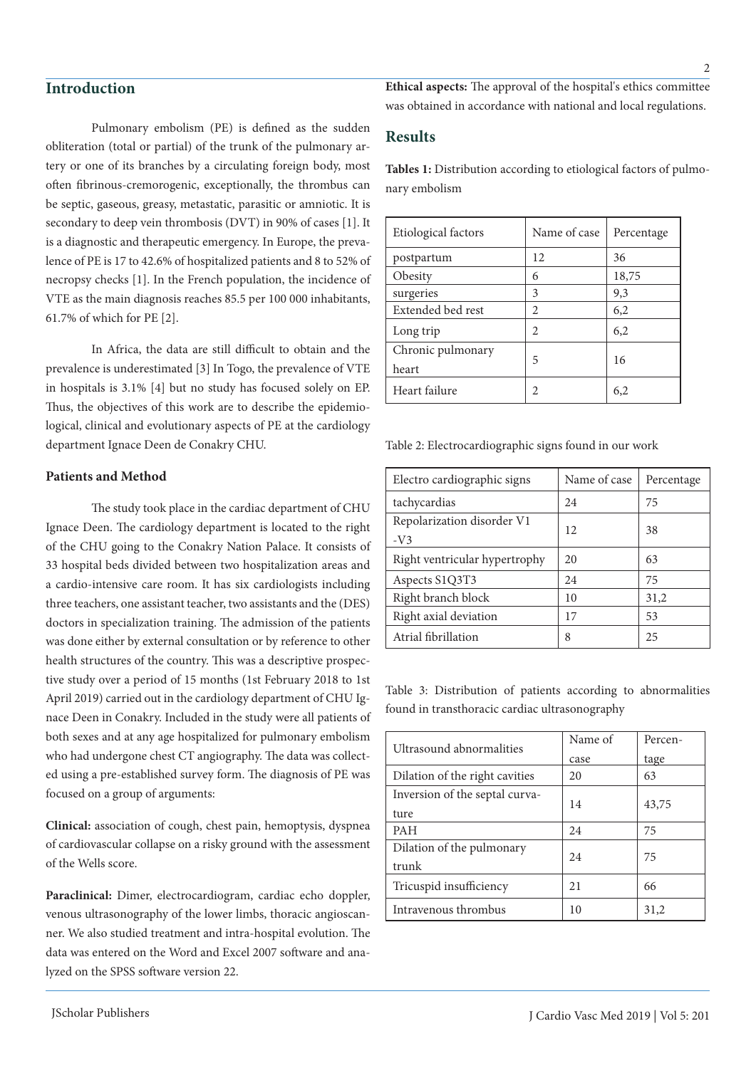## Introduction

Pulmonary embolism (PE) is defined as the sudden obliteration (total or partial) of the trunk of the pulmonary artery or one of its branches by a circulating foreign body, most often fibrinous-cremorogenic, exceptionally, the thrombus can be septic, gaseous, greasy, metastatic, parasitic or amniotic. It is secondary to deep vein thrombosis (DVT) in 90% of cases [1]. It is a diagnostic and therapeutic emergency. In Europe, the prevalence of PE is 17 to 42.6% of hospitalized patients and 8 to 52% of necropsy checks [1]. In the French population, the incidence of VTE as the main diagnosis reaches 85.5 per 100 000 inhabitants, 61.7% of which for PE [2].

In Africa, the data are still difficult to obtain and the prevalence is underestimated [3] In Togo, the prevalence of VTE in hospitals is 3.1% [4] but no study has focused solely on EP. Thus, the objectives of this work are to describe the epidemiological, clinical and evolutionary aspects of PE at the cardiology department Ignace Deen de Conakry CHU.

### Patients and Method

The study took place in the cardiac department of CHU Ignace Deen. The cardiology department is located to the right of the CHU going to the Conakry Nation Palace. It consists of 33 hospital beds divided between two hospitalization areas and a cardio-intensive care room. It has six cardiologists including three teachers, one assistant teacher, two assistants and the (DES) doctors in specialization training. The admission of the patients was done either by external consultation or by reference to other health structures of the country. This was a descriptive prospective study over a period of 15 months (1st February 2018 to 1st April 2019) carried out in the cardiology department of CHU Ignace Deen in Conakry. Included in the study were all patients of both sexes and at any age hospitalized for pulmonary embolism who had undergone chest CT angiography. The data was collected using a pre-established survey form. The diagnosis of PE was focused on a group of arguments:

**Clinical:** association of cough, chest pain, hemoptysis, dyspnea of cardiovascular collapse on a risky ground with the assessment of the Wells score.

**Paraclinical:** Dimer, electrocardiogram, cardiac echo doppler, venous ultrasonography of the lower limbs, thoracic angioscanner. We also studied treatment and intra-hospital evolution. The data was entered on the Word and Excel 2007 software and analyzed on the SPSS software version 22.

**Ethical aspects:** The approval of the hospital's ethics committee was obtained in accordance with national and local regulations.

## Results

**Tables 1:** Distribution according to etiological factors of pulmonary embolism

| Etiological factors | Name of case | Percentage |
|---|---|---|
| postpartum | 12 | 36 |
| Obesity | 6 | 18,75 |
| surgeries | 3 | 9,3 |
| Extended bed rest | 2 | 6,2 |
| Long trip | 2 | 6,2 |
| Chronic pulmonary heart | 5 | 16 |
| Heart failure | 2 | 6,2 |

Table 2: Electrocardiographic signs found in our work

| Electro cardiographic signs | Name of case | Percentage |
|---|---|---|
| tachycardias | 24 | 75 |
| Repolarization disorder V1 -V3 | 12 | 38 |
| Right ventricular hypertrophy | 20 | 63 |
| Aspects S1Q3T3 | 24 | 75 |
| Right branch block | 10 | 31,2 |
| Right axial deviation | 17 | 53 |
| Atrial fibrillation | 8 | 25 |

Table 3: Distribution of patients according to abnormalities found in transthoracic cardiac ultrasonography

| Ultrasound abnormalities | Name of case | Percentage |
|---|---|---|
| Dilation of the right cavities | 20 | 63 |
| Inversion of the septal curvature | 14 | 43,75 |
| PAH | 24 | 75 |
| Dilation of the pulmonary trunk | 24 | 75 |
| Tricuspid insufficiency | 21 | 66 |
| Intravenous thrombus | 10 | 31,2 |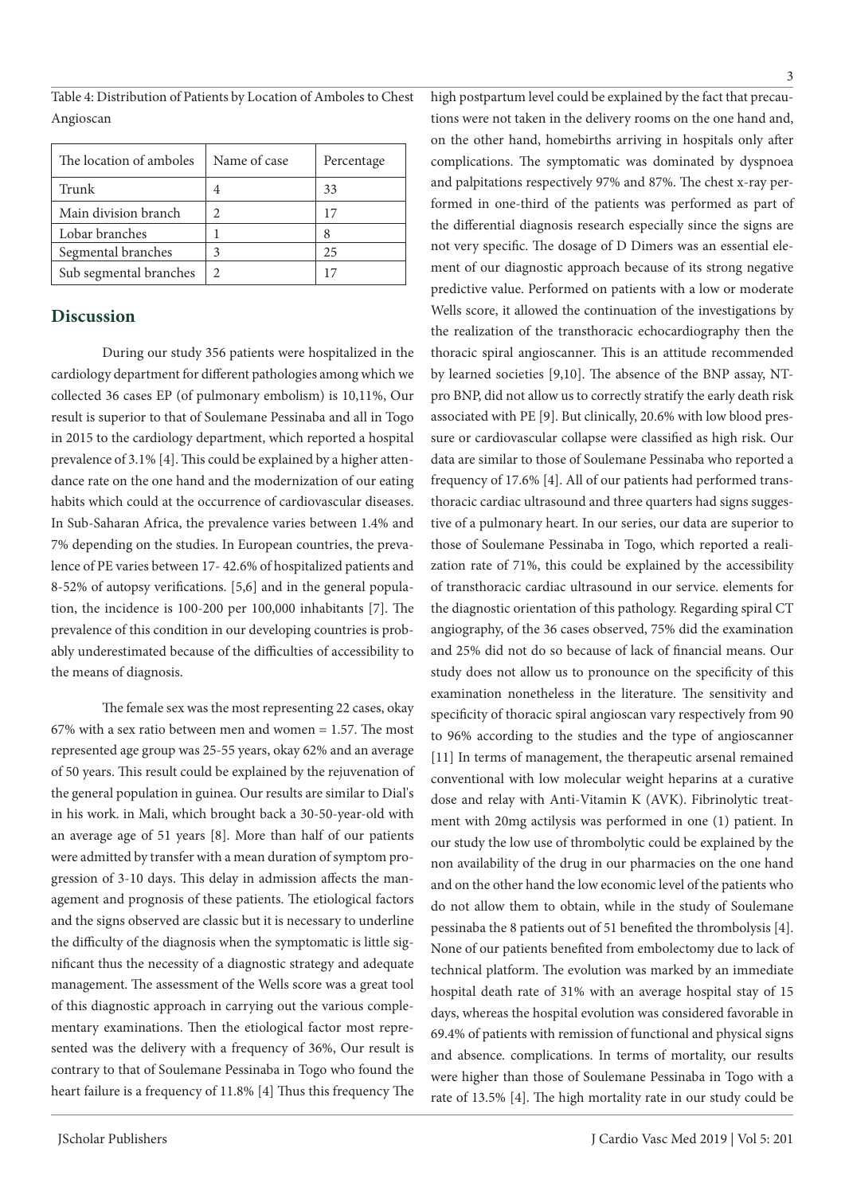Table 4: Distribution of Patients by Location of Amboles to Chest Angioscan

| The location of amboles | Name of case | Percentage |
|---|---|---|
| Trunk | 4 | 33 |
| Main division branch | 2 | 17 |
| Lobar branches | 1 | 8 |
| Segmental branches | 3 | 25 |
| Sub segmental branches | 2 | 17 |

## Discussion

During our study 356 patients were hospitalized in the cardiology department for different pathologies among which we collected 36 cases EP (of pulmonary embolism) is 10,11%, Our result is superior to that of Soulemane Pessinaba and all in Togo in 2015 to the cardiology department, which reported a hospital prevalence of 3.1% [4]. This could be explained by a higher attendance rate on the one hand and the modernization of our eating habits which could at the occurrence of cardiovascular diseases. In Sub-Saharan Africa, the prevalence varies between 1.4% and 7% depending on the studies. In European countries, the prevalence of PE varies between 17- 42.6% of hospitalized patients and 8-52% of autopsy verifications. [5,6] and in the general population, the incidence is 100-200 per 100,000 inhabitants [7]. The prevalence of this condition in our developing countries is probably underestimated because of the difficulties of accessibility to the means of diagnosis.

The female sex was the most representing 22 cases, okay 67% with a sex ratio between men and women = 1.57. The most represented age group was 25-55 years, okay 62% and an average of 50 years. This result could be explained by the rejuvenation of the general population in guinea. Our results are similar to Dial's in his work. in Mali, which brought back a 30-50-year-old with an average age of 51 years [8]. More than half of our patients were admitted by transfer with a mean duration of symptom progression of 3-10 days. This delay in admission affects the management and prognosis of these patients. The etiological factors and the signs observed are classic but it is necessary to underline the difficulty of the diagnosis when the symptomatic is little significant thus the necessity of a diagnostic strategy and adequate management. The assessment of the Wells score was a great tool of this diagnostic approach in carrying out the various complementary examinations. Then the etiological factor most represented was the delivery with a frequency of 36%, Our result is contrary to that of Soulemane Pessinaba in Togo who found the heart failure is a frequency of 11.8% [4] Thus this frequency The high postpartum level could be explained by the fact that precautions were not taken in the delivery rooms on the one hand and, on the other hand, homebirths arriving in hospitals only after complications. The symptomatic was dominated by dyspnoea and palpitations respectively 97% and 87%. The chest x-ray performed in one-third of the patients was performed as part of the differential diagnosis research especially since the signs are not very specific. The dosage of D Dimers was an essential element of our diagnostic approach because of its strong negative predictive value. Performed on patients with a low or moderate Wells score, it allowed the continuation of the investigations by the realization of the transthoracic echocardiography then the thoracic spiral angioscanner. This is an attitude recommended by learned societies [9,10]. The absence of the BNP assay, NT-pro BNP, did not allow us to correctly stratify the early death risk associated with PE [9]. But clinically, 20.6% with low blood pressure or cardiovascular collapse were classified as high risk. Our data are similar to those of Soulemane Pessinaba who reported a frequency of 17.6% [4]. All of our patients had performed transthoracic cardiac ultrasound and three quarters had signs suggestive of a pulmonary heart. In our series, our data are superior to those of Soulemane Pessinaba in Togo, which reported a realization rate of 71%, this could be explained by the accessibility of transthoracic cardiac ultrasound in our service. elements for the diagnostic orientation of this pathology. Regarding spiral CT angiography, of the 36 cases observed, 75% did the examination and 25% did not do so because of lack of financial means. Our study does not allow us to pronounce on the specificity of this examination nonetheless in the literature. The sensitivity and specificity of thoracic spiral angioscan vary respectively from 90 to 96% according to the studies and the type of angioscanner [11] In terms of management, the therapeutic arsenal remained conventional with low molecular weight heparins at a curative dose and relay with Anti-Vitamin K (AVK). Fibrinolytic treatment with 20mg actilysis was performed in one (1) patient. In our study the low use of thrombolytic could be explained by the non availability of the drug in our pharmacies on the one hand and on the other hand the low economic level of the patients who do not allow them to obtain, while in the study of Soulemane pessinaba the 8 patients out of 51 benefited the thrombolysis [4]. None of our patients benefited from embolectomy due to lack of technical platform. The evolution was marked by an immediate hospital death rate of 31% with an average hospital stay of 15 days, whereas the hospital evolution was considered favorable in 69.4% of patients with remission of functional and physical signs and absence. complications. In terms of mortality, our results were higher than those of Soulemane Pessinaba in Togo with a rate of 13.5% [4]. The high mortality rate in our study could be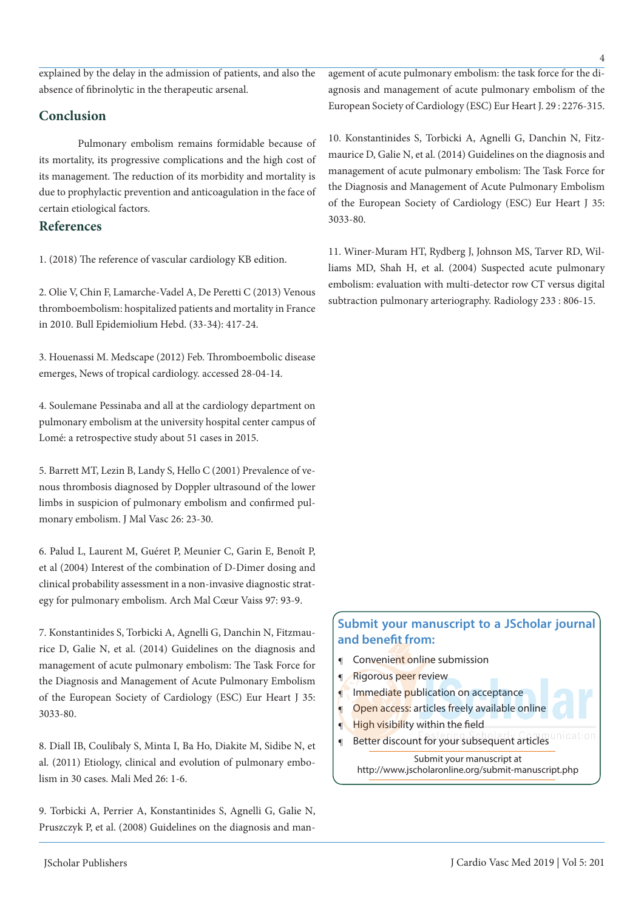explained by the delay in the admission of patients, and also the absence of fibrinolytic in the therapeutic arsenal.

## Conclusion

Pulmonary embolism remains formidable because of its mortality, its progressive complications and the high cost of its management. The reduction of its morbidity and mortality is due to prophylactic prevention and anticoagulation in the face of certain etiological factors.

## References

1. (2018) The reference of vascular cardiology KB edition.

2. Olie V, Chin F, Lamarche-Vadel A, De Peretti C (2013) Venous thromboembolism: hospitalized patients and mortality in France in 2010. Bull Epidemiolium Hebd. (33-34): 417-24.

3. Houenassi M. Medscape (2012) Feb. Thromboembolic disease emerges, News of tropical cardiology. accessed 28-04-14.

4. Soulemane Pessinaba and all at the cardiology department on pulmonary embolism at the university hospital center campus of Lomé: a retrospective study about 51 cases in 2015.

5. Barrett MT, Lezin B, Landy S, Hello C (2001) Prevalence of venous thrombosis diagnosed by Doppler ultrasound of the lower limbs in suspicion of pulmonary embolism and confirmed pulmonary embolism. J Mal Vasc 26: 23-30.

6. Palud L, Laurent M, Guéret P, Meunier C, Garin E, Benoît P, et al (2004) Interest of the combination of D-Dimer dosing and clinical probability assessment in a non-invasive diagnostic strategy for pulmonary embolism. Arch Mal Cœur Vaiss 97: 93-9.

7. Konstantinides S, Torbicki A, Agnelli G, Danchin N, Fitzmaurice D, Galie N, et al. (2014) Guidelines on the diagnosis and management of acute pulmonary embolism: The Task Force for the Diagnosis and Management of Acute Pulmonary Embolism of the European Society of Cardiology (ESC) Eur Heart J 35: 3033-80.

8. Diall IB, Coulibaly S, Minta I, Ba Ho, Diakite M, Sidibe N, et al. (2011) Etiology, clinical and evolution of pulmonary embolism in 30 cases. Mali Med 26: 1-6.

9. Torbicki A, Perrier A, Konstantinides S, Agnelli G, Galie N, Pruszczyk P, et al. (2008) Guidelines on the diagnosis and management of acute pulmonary embolism: the task force for the diagnosis and management of acute pulmonary embolism of the European Society of Cardiology (ESC) Eur Heart J. 29 : 2276-315.

10. Konstantinides S, Torbicki A, Agnelli G, Danchin N, Fitzmaurice D, Galie N, et al. (2014) Guidelines on the diagnosis and management of acute pulmonary embolism: The Task Force for the Diagnosis and Management of Acute Pulmonary Embolism of the European Society of Cardiology (ESC) Eur Heart J 35: 3033-80.

11. Winer-Muram HT, Rydberg J, Johnson MS, Tarver RD, Williams MD, Shah H, et al. (2004) Suspected acute pulmonary embolism: evaluation with multi-detector row CT versus digital subtraction pulmonary arteriography. Radiology 233 : 806-15.

**Submit your manuscript to a JScholar journal and benefit from:**

- Convenient online submission
- Rigorous peer review
- Immediate publication on acceptance
- Open access: articles freely available online
- High visibility within the field
- Better discount for your subsequent articles

Submit your manuscript at
http://www.jscholaronline.org/submit-manuscript.php